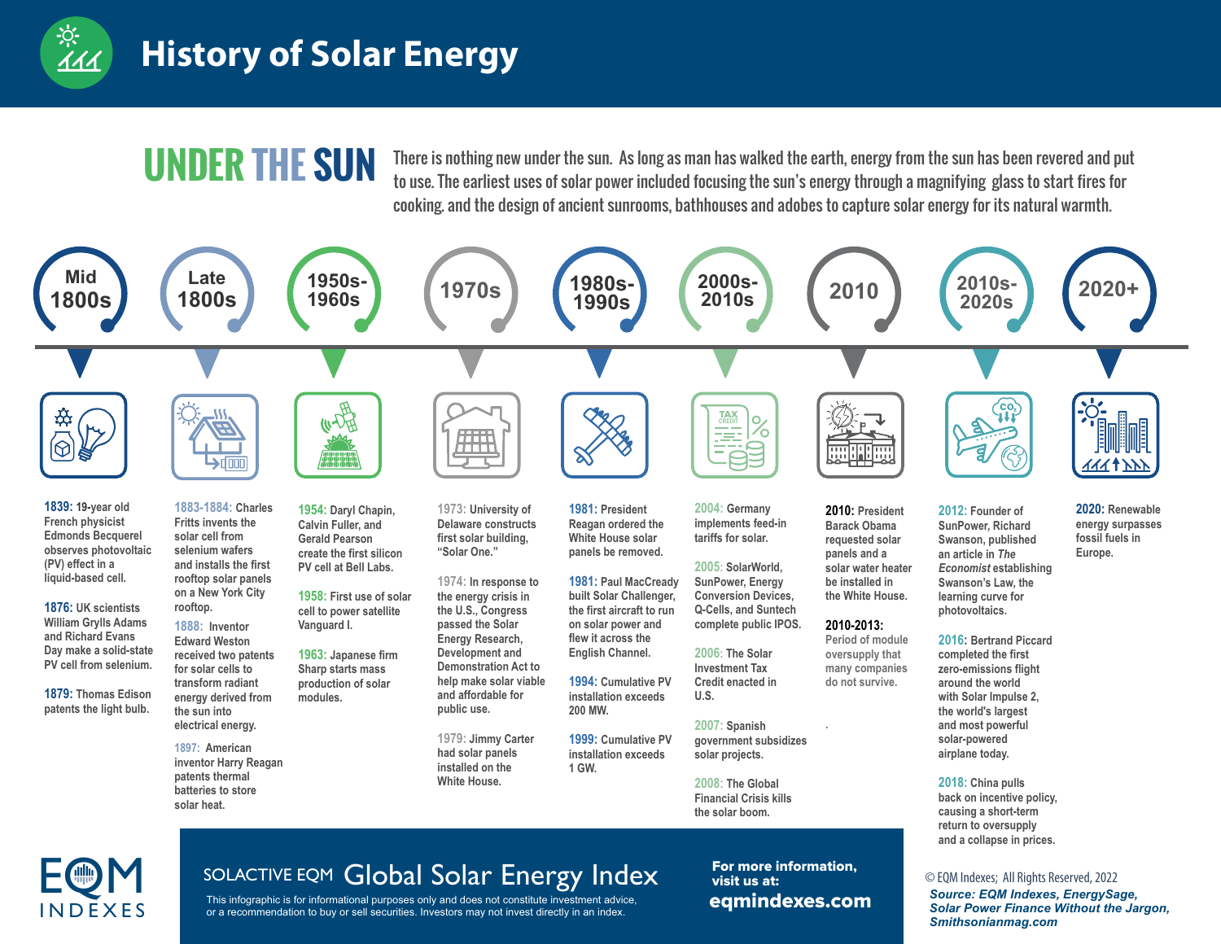# History of Solar Energy

## UNDER THE SUN

There is nothing new under the sun. As long as man has walked the earth, energy from the sun has been revered and put to use. The earliest uses of solar power included focusing the sun's energy through a magnifying glass to start fires for cooking. and the design of ancient sunrooms, bathhouses and adobes to capture solar energy for its natural warmth.

### Mid 1800s

**1839:** 19-year old French physicist Edmonds Becquerel observes photovoltaic (PV) effect in a liquid-based cell.

**1876:** UK scientists William Grylls Adams and Richard Evans Day make a solid-state PV cell from selenium.

**1879:** Thomas Edison patents the light bulb.

### Late 1800s

**1883-1884:** Charles Fritts invents the solar cell from selenium wafers and installs the first rooftop solar panels on a New York City rooftop.

**1888:** Inventor Edward Weston received two patents for solar cells to transform radiant energy derived from the sun into electrical energy.

**1897:** American inventor Harry Reagan patents thermal batteries to store solar heat.

### 1950s-1960s

**1954:** Daryl Chapin, Calvin Fuller, and Gerald Pearson create the first silicon PV cell at Bell Labs.

**1958:** First use of solar cell to power satellite Vanguard I.

**1963:** Japanese firm Sharp starts mass production of solar modules.

### 1970s

**1973:** University of Delaware constructs first solar building, "Solar One."

**1974:** In response to the energy crisis in the U.S., Congress passed the Solar Energy Research, Development and Demonstration Act to help make solar viable and affordable for public use.

**1979:** Jimmy Carter had solar panels installed on the White House.

### 1980s-1990s

**1981:** President Reagan ordered the White House solar panels be removed.

**1981:** Paul MacCready built Solar Challenger, the first aircraft to run on solar power and flew it across the English Channel.

**1994:** Cumulative PV installation exceeds 200 MW.

**1999:** Cumulative PV installation exceeds 1 GW.

### 2000s-2010s

**2004:** Germany implements feed-in tariffs for solar.

**2005:** SolarWorld, SunPower, Energy Conversion Devices, Q-Cells, and Suntech complete public IPOS.

**2006:** The Solar Investment Tax Credit enacted in U.S.

**2007:** Spanish government subsidizes solar projects.

**2008:** The Global Financial Crisis kills the solar boom.

### 2010

**2010:** President Barack Obama requested solar panels and a solar water heater be installed in the White House.

**2010-2013:** Period of module oversupply that many companies do not survive.

### 2010s-2020s

**2012:** Founder of SunPower, Richard Swanson, published an article in *The Economist* establishing Swanson's Law, the learning curve for photovoltaics.

**2016:** Bertrand Piccard completed the first zero-emissions flight around the world with Solar Impulse 2, the world's largest and most powerful solar-powered airplane today.

**2018:** China pulls back on incentive policy, causing a short-term return to oversupply and a collapse in prices.

### 2020+

**2020:** Renewable energy surpasses fossil fuels in Europe.

---

EQM INDEXES

SOLACTIVE EQM **Global Solar Energy Index**

This infographic is for informational purposes only and does not constitute investment advice, or a recommendation to buy or sell securities. Investors may not invest directly in an index.

**For more information, visit us at: eqmindexes.com**

© EQM Indexes; All Rights Reserved, 2022

***Source: EQM Indexes, EnergySage, Solar Power Finance Without the Jargon, Smithsonianmag.com***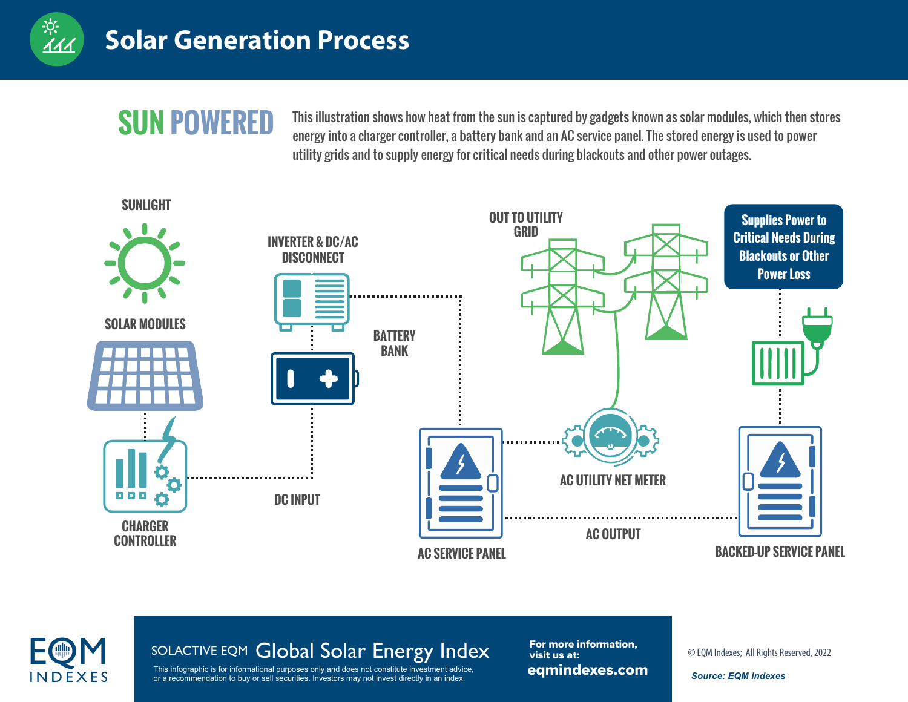# Solar Generation Process

## SUN POWERED

This illustration shows how heat from the sun is captured by gadgets known as solar modules, which then stores energy into a charger controller, a battery bank and an AC service panel. The stored energy is used to power utility grids and to supply energy for critical needs during blackouts and other power outages.

SUNLIGHT

SOLAR MODULES

CHARGER CONTROLLER

DC INPUT

INVERTER & DC/AC DISCONNECT

BATTERY BANK

AC SERVICE PANEL

OUT TO UTILITY GRID

AC UTILITY NET METER

AC OUTPUT

Supplies Power to Critical Needs During Blackouts or Other Power Loss

BACKED-UP SERVICE PANEL

EQM INDEXES

SOLACTIVE EQM Global Solar Energy Index

This infographic is for informational purposes only and does not constitute investment advice, or a recommendation to buy or sell securities. Investors may not invest directly in an index.

For more information, visit us at: **eqmindexes.com**

© EQM Indexes; All Rights Reserved, 2022

*Source: EQM Indexes*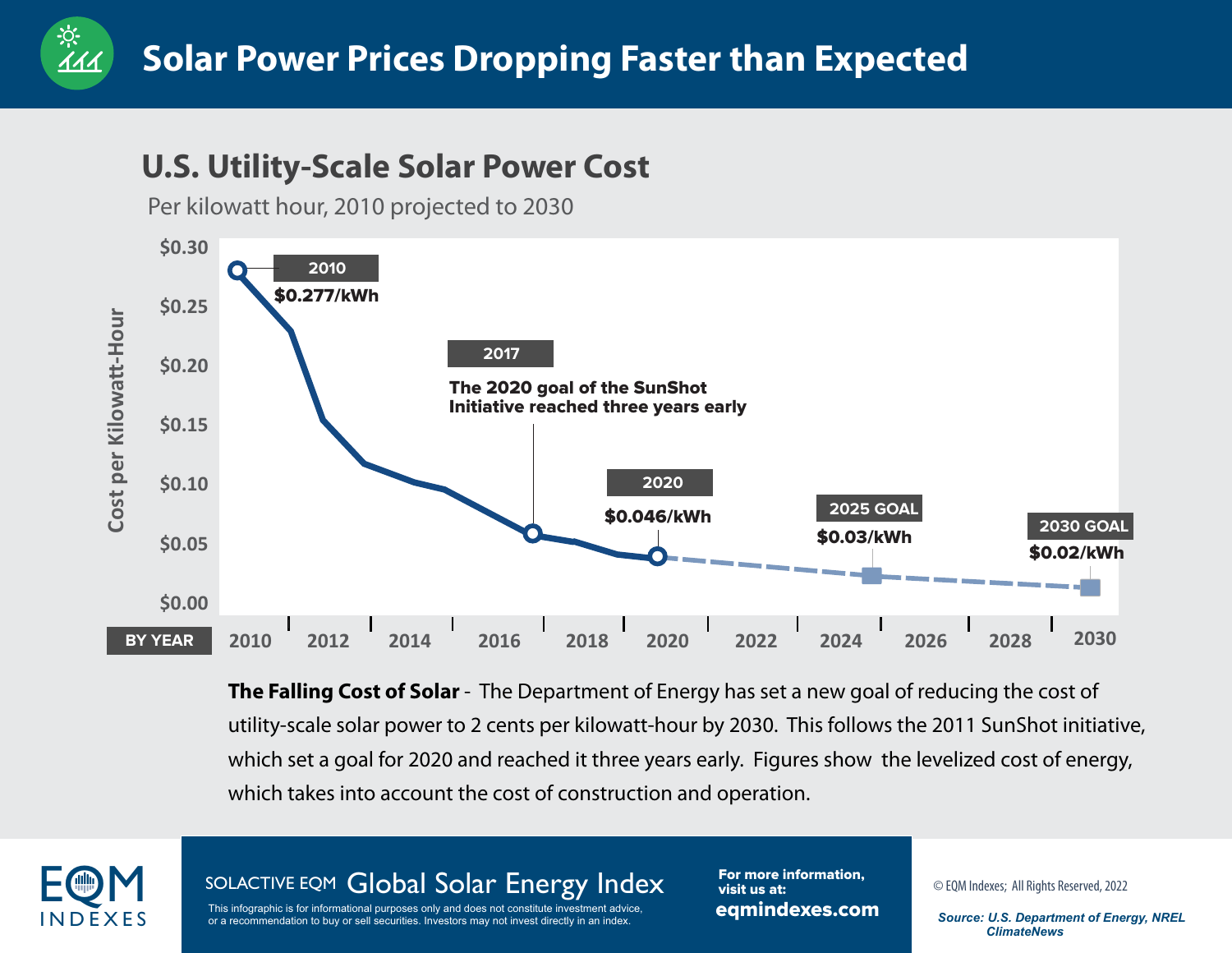# Solar Power Prices Dropping Faster than Expected

## U.S. Utility-Scale Solar Power Cost

Per kilowatt hour, 2010 projected to 2030

Cost per Kilowatt-Hour: $0.30, $0.25, $0.20, $0.15, $0.10, $0.05, $0.00

BY YEAR: 2010, 2012, 2014, 2016, 2018, 2020, 2022, 2024, 2026, 2028, 2030

- **2010** — $0.277/kWh
- **2017** — The 2020 goal of the SunShot Initiative reached three years early
- **2020** — $0.046/kWh
- **2025 GOAL** — $0.03/kWh
- **2030 GOAL** — $0.02/kWh

**The Falling Cost of Solar** - The Department of Energy has set a new goal of reducing the cost of utility-scale solar power to 2 cents per kilowatt-hour by 2030. This follows the 2011 SunShot initiative, which set a goal for 2020 and reached it three years early. Figures show the levelized cost of energy, which takes into account the cost of construction and operation.

EQM INDEXES

SOLACTIVE EQM Global Solar Energy Index

This infographic is for informational purposes only and does not constitute investment advice, or a recommendation to buy or sell securities. Investors may not invest directly in an index.

For more information, visit us at: **eqmindexes.com**

© EQM Indexes; All Rights Reserved, 2022

*Source: U.S. Department of Energy, NREL ClimateNews*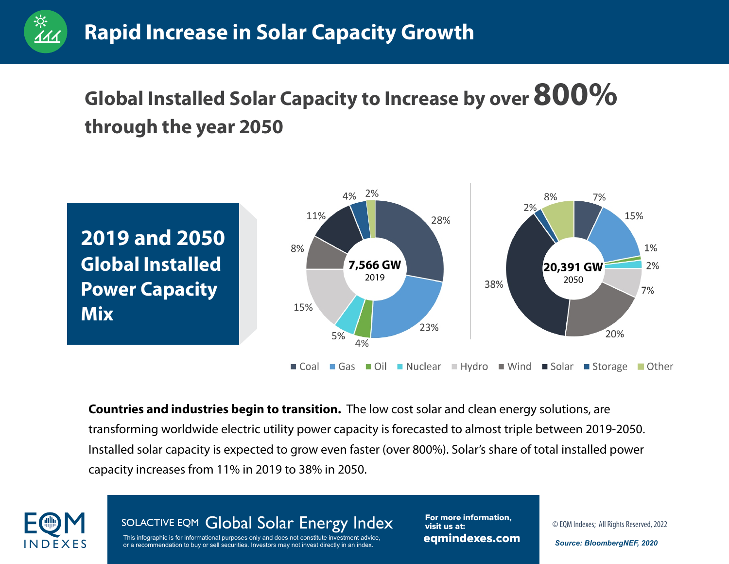# Rapid Increase in Solar Capacity Growth

## Global Installed Solar Capacity to Increase by over **800%** through the year 2050

### 2019 and 2050 Global Installed Power Capacity Mix

| Source | 2019 (7,566 GW) | 2050 (20,391 GW) |
|---|---|---|
| Coal | 28% | 7% |
| Gas | 23% | 15% |
| Oil | 4% | 1% |
| Nuclear | 5% | 2% |
| Hydro | 15% | 7% |
| Wind | 8% | 20% |
| Solar | 11% | 38% |
| Storage | 4% | 2% |
| Other | 2% | 8% |

**Countries and industries begin to transition.** The low cost solar and clean energy solutions, are transforming worldwide electric utility power capacity is forecasted to almost triple between 2019-2050. Installed solar capacity is expected to grow even faster (over 800%). Solar's share of total installed power capacity increases from 11% in 2019 to 38% in 2050.

EQM INDEXES

SOLACTIVE EQM Global Solar Energy Index

This infographic is for informational purposes only and does not constitute investment advice, or a recommendation to buy or sell securities. Investors may not invest directly in an index.

For more information, visit us at: eqmindexes.com

© EQM Indexes; All Rights Reserved, 2022

*Source: BloombergNEF, 2020*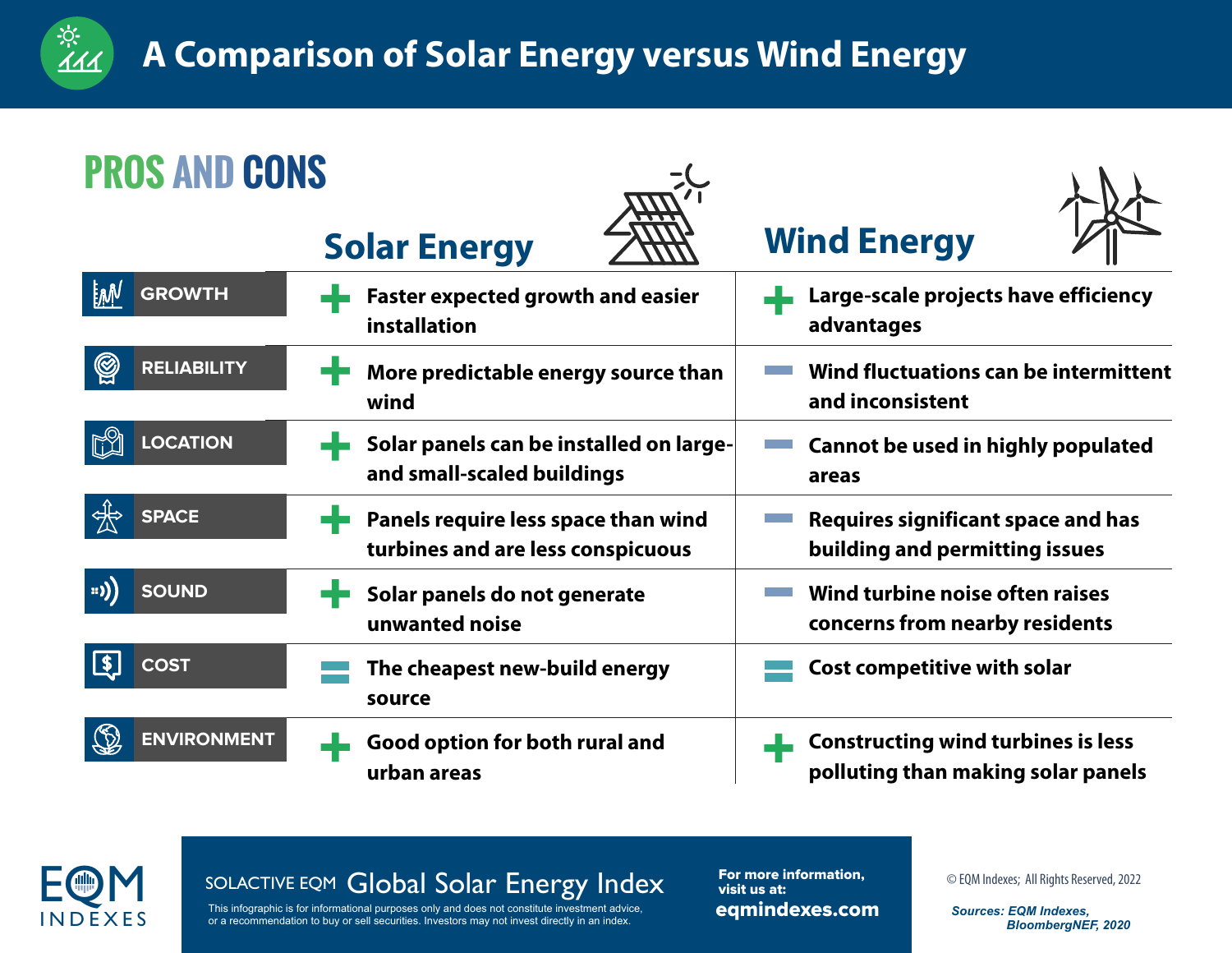# A Comparison of Solar Energy versus Wind Energy

## PROS AND CONS

| | Solar Energy | Wind Energy |
|---|---|---|
| GROWTH | + Faster expected growth and easier installation | + Large-scale projects have efficiency advantages |
| RELIABILITY | + More predictable energy source than wind | − Wind fluctuations can be intermittent and inconsistent |
| LOCATION | + Solar panels can be installed on large- and small-scaled buildings | − Cannot be used in highly populated areas |
| SPACE | + Panels require less space than wind turbines and are less conspicuous | − Requires significant space and has building and permitting issues |
| SOUND | + Solar panels do not generate unwanted noise | − Wind turbine noise often raises concerns from nearby residents |
| COST | = The cheapest new-build energy source | = Cost competitive with solar |
| ENVIRONMENT | + Good option for both rural and urban areas | + Constructing wind turbines is less polluting than making solar panels |

EQM INDEXES

SOLACTIVE EQM Global Solar Energy Index

This infographic is for informational purposes only and does not constitute investment advice, or a recommendation to buy or sell securities. Investors may not invest directly in an index.

For more information, visit us at: **eqmindexes.com**

© EQM Indexes; All Rights Reserved, 2022

*Sources: EQM Indexes, BloombergNEF, 2020*